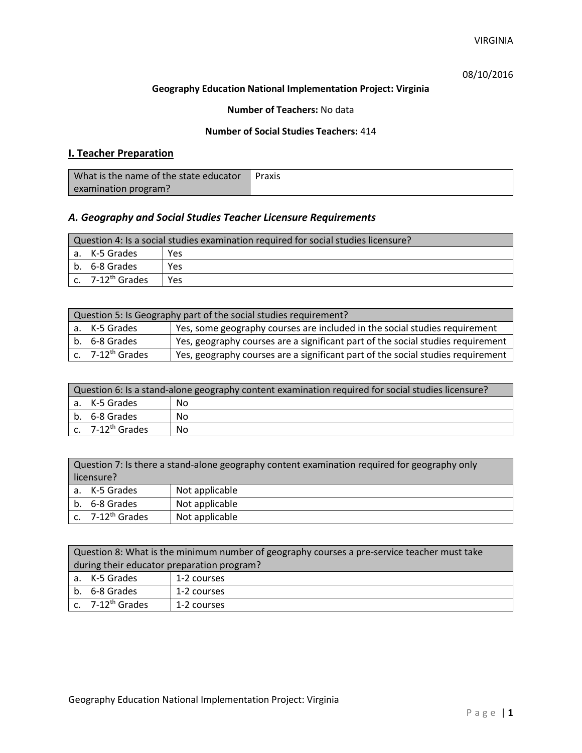08/10/2016

**Geography Education National Implementation Project: Virginia**

**Number of Teachers:** No data

**Number of Social Studies Teachers:** 414

## I. Teacher Preparation

| What is the name of the state educator examination program? | Praxis |
|---|---|

### *A. Geography and Social Studies Teacher Licensure Requirements*

| Question 4: Is a social studies examination required for social studies licensure? | |
|---|---|
| a. K-5 Grades | Yes |
| b. 6-8 Grades | Yes |
| c. 7-12th Grades | Yes |

| Question 5: Is Geography part of the social studies requirement? | |
|---|---|
| a. K-5 Grades | Yes, some geography courses are included in the social studies requirement |
| b. 6-8 Grades | Yes, geography courses are a significant part of the social studies requirement |
| c. 7-12th Grades | Yes, geography courses are a significant part of the social studies requirement |

| Question 6: Is a stand-alone geography content examination required for social studies licensure? | |
|---|---|
| a. K-5 Grades | No |
| b. 6-8 Grades | No |
| c. 7-12th Grades | No |

| Question 7: Is there a stand-alone geography content examination required for geography only licensure? | |
|---|---|
| a. K-5 Grades | Not applicable |
| b. 6-8 Grades | Not applicable |
| c. 7-12th Grades | Not applicable |

| Question 8: What is the minimum number of geography courses a pre-service teacher must take during their educator preparation program? | |
|---|---|
| a. K-5 Grades | 1-2 courses |
| b. 6-8 Grades | 1-2 courses |
| c. 7-12th Grades | 1-2 courses |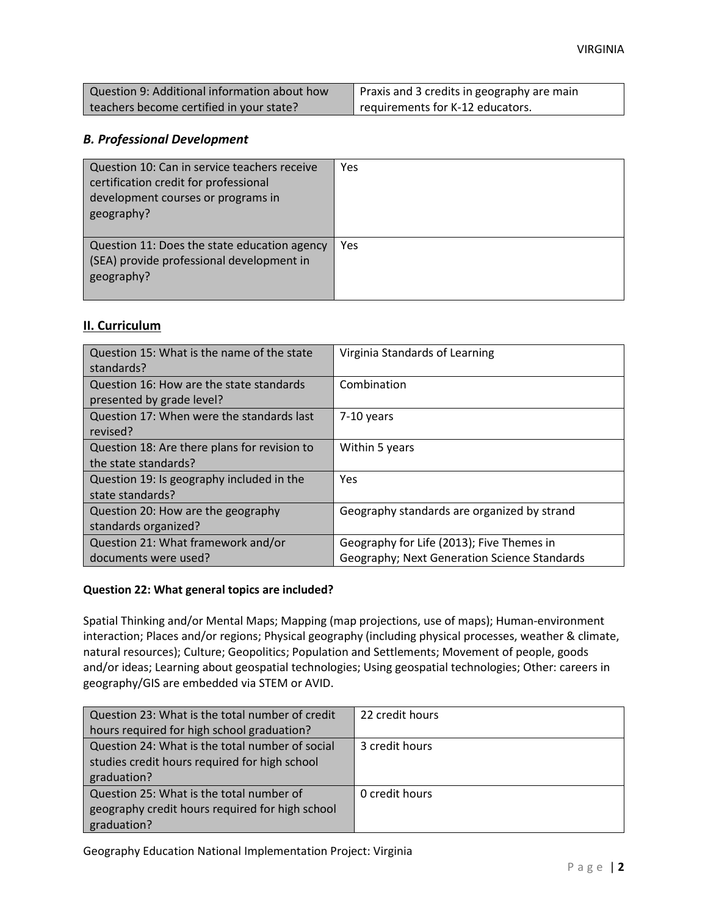| Question 9: Additional information about how teachers become certified in your state? | Praxis and 3 credits in geography are main requirements for K-12 educators. |
|---|---|

### *B. Professional Development*

| Question 10: Can in service teachers receive certification credit for professional development courses or programs in geography? | Yes |
|---|---|
| Question 11: Does the state education agency (SEA) provide professional development in geography? | Yes |

## II. Curriculum

| Question 15: What is the name of the state standards? | Virginia Standards of Learning |
|---|---|
| Question 16: How are the state standards presented by grade level? | Combination |
| Question 17: When were the standards last revised? | 7-10 years |
| Question 18: Are there plans for revision to the state standards? | Within 5 years |
| Question 19: Is geography included in the state standards? | Yes |
| Question 20: How are the geography standards organized? | Geography standards are organized by strand |
| Question 21: What framework and/or documents were used? | Geography for Life (2013); Five Themes in Geography; Next Generation Science Standards |

**Question 22: What general topics are included?**

Spatial Thinking and/or Mental Maps; Mapping (map projections, use of maps); Human-environment interaction; Places and/or regions; Physical geography (including physical processes, weather & climate, natural resources); Culture; Geopolitics; Population and Settlements; Movement of people, goods and/or ideas; Learning about geospatial technologies; Using geospatial technologies; Other: careers in geography/GIS are embedded via STEM or AVID.

| Question 23: What is the total number of credit hours required for high school graduation? | 22 credit hours |
|---|---|
| Question 24: What is the total number of social studies credit hours required for high school graduation? | 3 credit hours |
| Question 25: What is the total number of geography credit hours required for high school graduation? | 0 credit hours |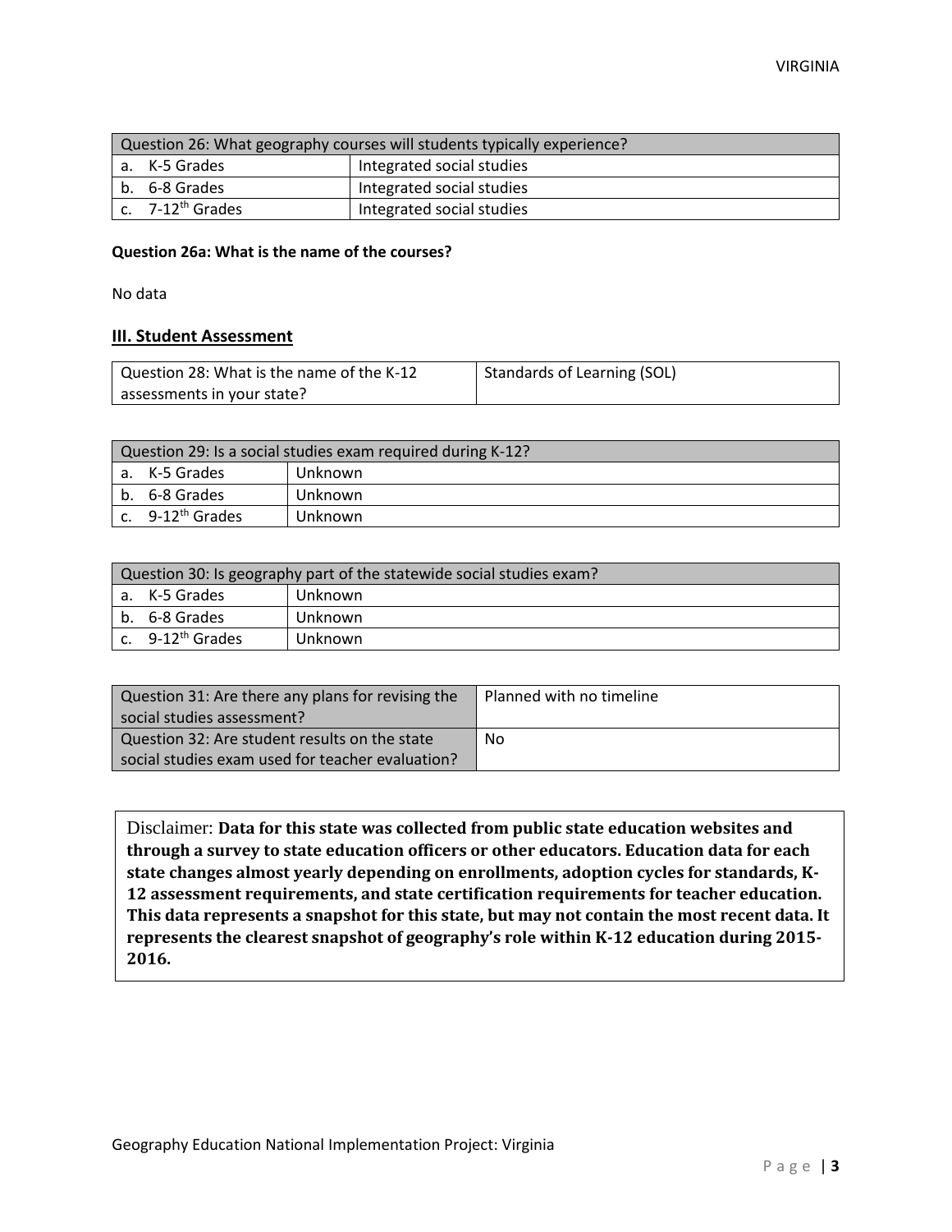| Question 26: What geography courses will students typically experience? | |
|---|---|
| a. K-5 Grades | Integrated social studies |
| b. 6-8 Grades | Integrated social studies |
| c. 7-12th Grades | Integrated social studies |

**Question 26a: What is the name of the courses?**

No data

## III. Student Assessment

| | |
|---|---|
| Question 28: What is the name of the K-12 assessments in your state? | Standards of Learning (SOL) |

| Question 29: Is a social studies exam required during K-12? | |
|---|---|
| a. K-5 Grades | Unknown |
| b. 6-8 Grades | Unknown |
| c. 9-12th Grades | Unknown |

| Question 30: Is geography part of the statewide social studies exam? | |
|---|---|
| a. K-5 Grades | Unknown |
| b. 6-8 Grades | Unknown |
| c. 9-12th Grades | Unknown |

| | |
|---|---|
| Question 31: Are there any plans for revising the social studies assessment? | Planned with no timeline |
| Question 32: Are student results on the state social studies exam used for teacher evaluation? | No |

Disclaimer: **Data for this state was collected from public state education websites and through a survey to state education officers or other educators. Education data for each state changes almost yearly depending on enrollments, adoption cycles for standards, K-12 assessment requirements, and state certification requirements for teacher education. This data represents a snapshot for this state, but may not contain the most recent data. It represents the clearest snapshot of geography's role within K-12 education during 2015-2016.**